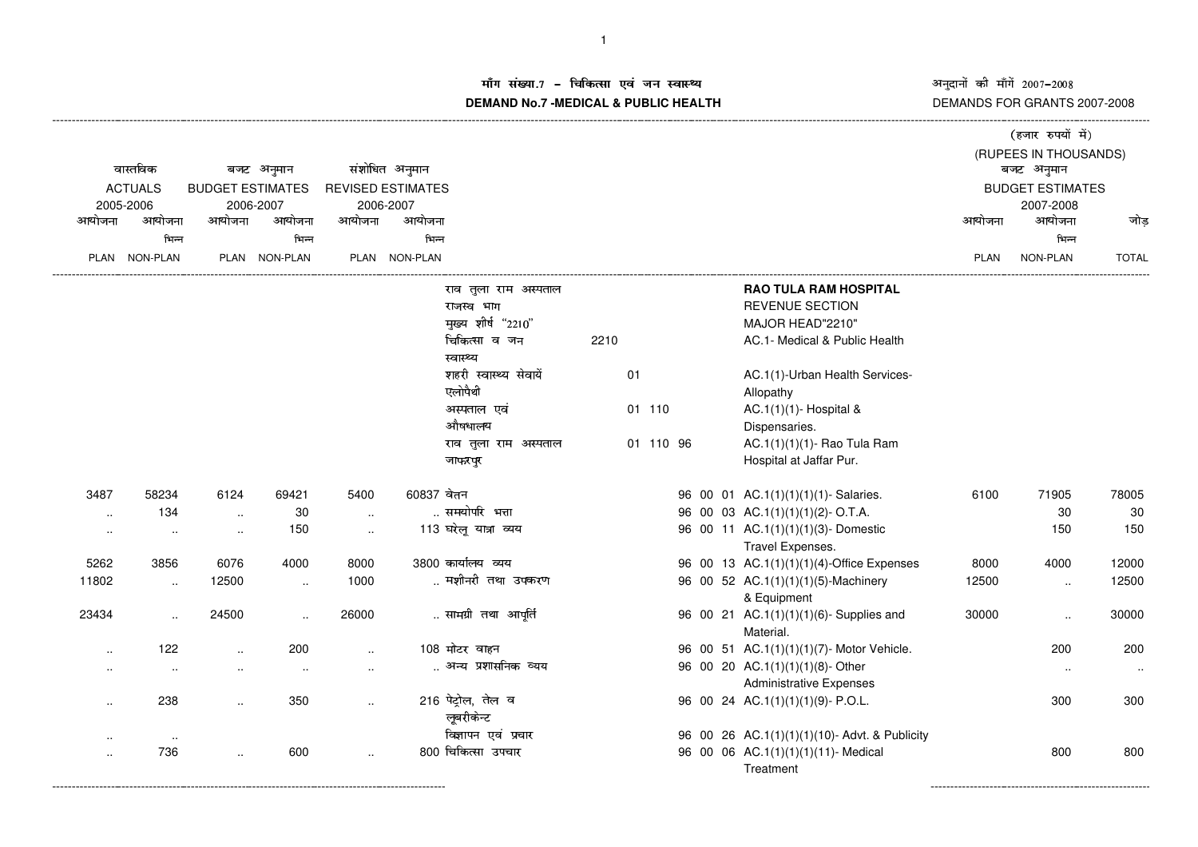# माँग संख्या.7 - चिकित्सा एवं जन स्वास्थ्य

# DEMAND No.7 -MEDICAL & PUBLIC HEALTH

अनुदानों की माँगें 2007-2008

DEMANDS FOR GRANTS 2007-2008

(हजार रुपयों में)
(RUPEES IN THOUSANDS)

| वास्तविक ACTUALS 2005-2006 आयोजना PLAN | आयोजना भिन्न NON-PLAN | बजट अनुमान BUDGET ESTIMATES 2006-2007 आयोजना PLAN | आयोजना भिन्न NON-PLAN | संशोधित अनुमान REVISED ESTIMATES 2006-2007 आयोजना PLAN | आयोजना भिन्न NON-PLAN | | | | बजट अनुमान BUDGET ESTIMATES 2007-2008 आयोजना PLAN | आयोजना भिन्न NON-PLAN | जोड़ TOTAL |
|---|---|---|---|---|---|---|---|---|---|---|---|
| | | | | | | राव तुला राम अस्पताल | | RAO TULA RAM HOSPITAL | | | |
| | | | | | | राजस्व भाग | | REVENUE SECTION | | | |
| | | | | | | मुख्य शीर्ष "2210" | | MAJOR HEAD"2210" | | | |
| | | | | | | चिकित्सा व जन स्वास्थ्य | 2210 | AC.1- Medical & Public Health | | | |
| | | | | | | शहरी स्वास्थ्य सेवायें एलोपैथी | 01 | AC.1(1)-Urban Health Services- Allopathy | | | |
| | | | | | | अस्पताल एवं औषधालय | 01 110 | AC.1(1)(1)- Hospital & Dispensaries. | | | |
| | | | | | | राव तुला राम अस्पताल जाफरपुर | 01 110 96 | AC.1(1)(1)(1)- Rao Tula Ram Hospital at Jaffar Pur. | | | |
| 3487 | 58234 | 6124 | 69421 | 5400 | 60837 | वेतन | 96 00 01 | AC.1(1)(1)(1)(1)- Salaries. | 6100 | 71905 | 78005 |
| .. | 134 | .. | 30 | .. | .. | समयोपरि भत्ता | 96 00 03 | AC.1(1)(1)(1)(2)- O.T.A. | | 30 | 30 |
| .. | .. | .. | 150 | .. | 113 | घरेलू यात्रा व्यय | 96 00 11 | AC.1(1)(1)(1)(3)- Domestic Travel Expenses. | | 150 | 150 |
| 5262 | 3856 | 6076 | 4000 | 8000 | 3800 | कार्यालय व्यय | 96 00 13 | AC.1(1)(1)(1)(4)-Office Expenses | 8000 | 4000 | 12000 |
| 11802 | .. | 12500 | .. | 1000 | .. | मशीनरी तथा उपकरण | 96 00 52 | AC.1(1)(1)(1)(5)-Machinery & Equipment | 12500 | .. | 12500 |
| 23434 | .. | 24500 | .. | 26000 | .. | सामग्री तथा आपूर्ति | 96 00 21 | AC.1(1)(1)(1)(6)- Supplies and Material. | 30000 | .. | 30000 |
| .. | 122 | .. | 200 | .. | 108 | मोटर वाहन | 96 00 51 | AC.1(1)(1)(1)(7)- Motor Vehicle. | | 200 | 200 |
| .. | .. | .. | .. | .. | .. | अन्य प्रशासनिक व्यय | 96 00 20 | AC.1(1)(1)(1)(8)- Other Administrative Expenses | | .. | .. |
| .. | 238 | .. | 350 | .. | 216 | पेट्रोल, तेल व लूबरीकेन्ट | 96 00 24 | AC.1(1)(1)(1)(9)- P.O.L. | | 300 | 300 |
| .. | .. | | | | | विज्ञापन एवं प्रचार | 96 00 26 | AC.1(1)(1)(1)(10)- Advt. & Publicity | | | |
| .. | 736 | .. | 600 | .. | 800 | चिकित्सा उपचार | 96 00 06 | AC.1(1)(1)(1)(11)- Medical Treatment | | 800 | 800 |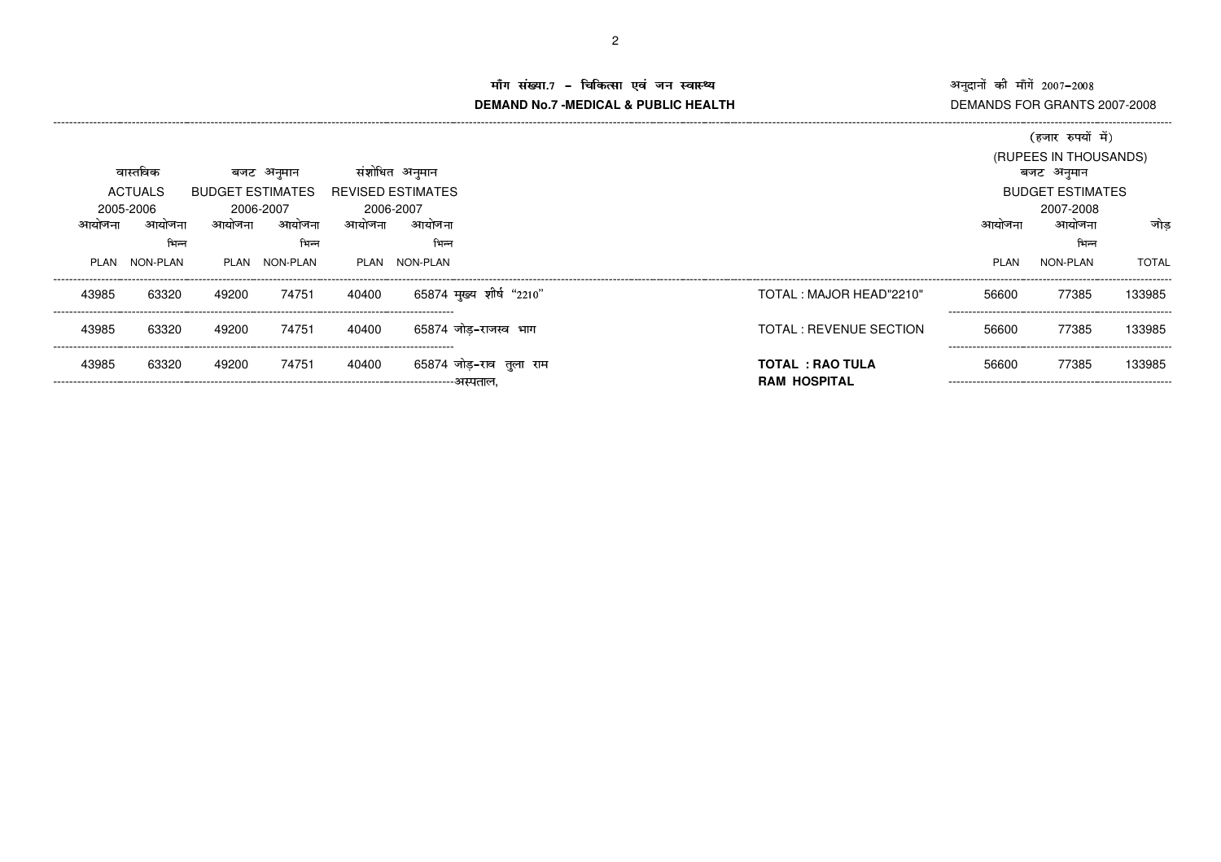**माँग संख्या.7 – चिकित्सा एवं जन स्वास्थ्य**

**DEMAND No.7 -MEDICAL & PUBLIC HEALTH**

अनुदानों की माँगें 2007–2008

DEMANDS FOR GRANTS 2007-2008

(हजार रुपयों में)

(RUPEES IN THOUSANDS)

| वास्तविक ACTUALS 2005-2006 | | बजट अनुमान BUDGET ESTIMATES 2006-2007 | | संशोधित अनुमान REVISED ESTIMATES 2006-2007 | | | | बजट अनुमान BUDGET ESTIMATES 2007-2008 | | |
|---|---|---|---|---|---|---|---|---|---|---|
| आयोजना PLAN | आयोजना भिन्न NON-PLAN | आयोजना PLAN | आयोजना भिन्न NON-PLAN | आयोजना PLAN | आयोजना भिन्न NON-PLAN | | | आयोजना PLAN | आयोजना भिन्न NON-PLAN | जोड़ TOTAL |
| 43985 | 63320 | 49200 | 74751 | 40400 | 65874 | मुख्य शीर्ष "2210" | TOTAL : MAJOR HEAD"2210" | 56600 | 77385 | 133985 |
| 43985 | 63320 | 49200 | 74751 | 40400 | 65874 | जोड़–राजस्व भाग | TOTAL : REVENUE SECTION | 56600 | 77385 | 133985 |
| 43985 | 63320 | 49200 | 74751 | 40400 | 65874 | जोड़–राव तुला राम अस्पताल, | **TOTAL : RAO TULA RAM HOSPITAL** | 56600 | 77385 | 133985 |